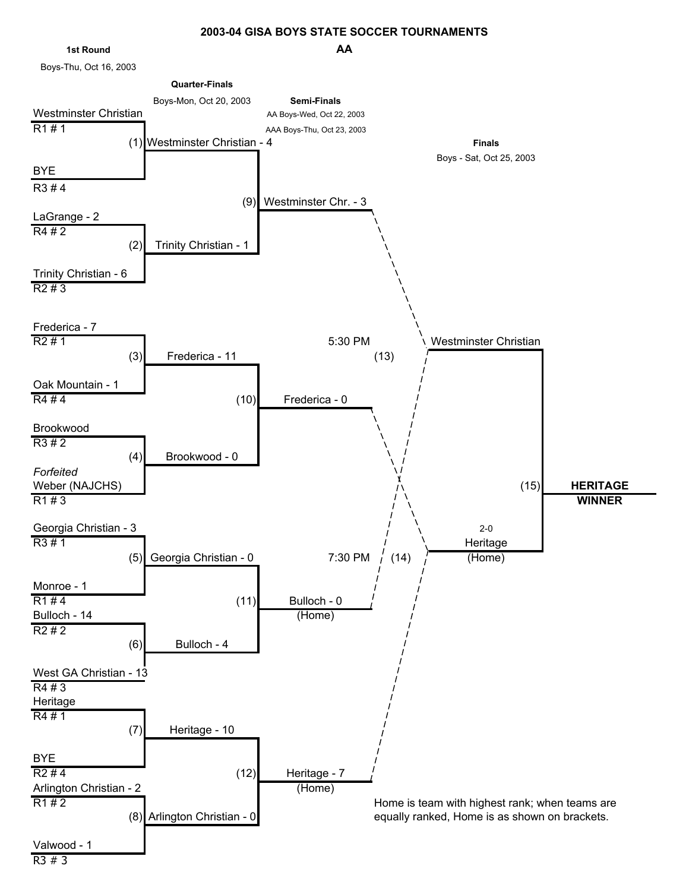# 2003-04 GISA BOYS STATE SOCCER TOURNAMENTS

## AA

### 1st Round
Boys-Thu, Oct 16, 2003

| Game | Team | Seed | Team | Seed |
|---|---|---|---|---|
| (1) | Westminster Christian | R1 # 1 | BYE | R3 # 4 |
| (2) | LaGrange - 2 | R4 # 2 | Trinity Christian - 6 | R2 # 3 |
| (3) | Frederica - 7 | R2 # 1 | Oak Mountain - 1 | R4 # 4 |
| (4) | Brookwood | R3 # 2 | *Forfeited* Weber (NAJCHS) | R1 # 3 |
| (5) | Georgia Christian - 3 | R3 # 1 | Monroe - 1 | R1 # 4 |
| (6) | Bulloch - 14 | R2 # 2 | West GA Christian - 13 | R4 # 3 |
| (7) | Heritage | R4 # 1 | BYE | R2 # 4 |
| (8) | Arlington Christian - 2 | R1 # 2 | Valwood - 1 | R3 # 3 |

### Quarter-Finals
Boys-Mon, Oct 20, 2003

| Game | Team | Team |
|---|---|---|
| (9) | Westminster Christian - 4 | Trinity Christian - 1 |
| (10) | Frederica - 11 | Brookwood - 0 |
| (11) | Georgia Christian - 0 | Bulloch - 4 |
| (12) | Heritage - 10 | Arlington Christian - 0 |

### Semi-Finals
AA Boys-Wed, Oct 22, 2003

AAA Boys-Thu, Oct 23, 2003

| Game | Time | Team | Team |
|---|---|---|---|
| (13) | 5:30 PM | Westminster Chr. - 3 | Bulloch - 0 (Home) |
| (14) | 7:30 PM | Frederica - 0 | Heritage - 7 (Home) |

### Finals
Boys - Sat, Oct 25, 2003

| Game | Team | Team |
|---|---|---|
| (15) | Westminster Christian | 2-0 Heritage (Home) |

**HERITAGE**

**WINNER**

Home is team with highest rank; when teams are equally ranked, Home is as shown on brackets.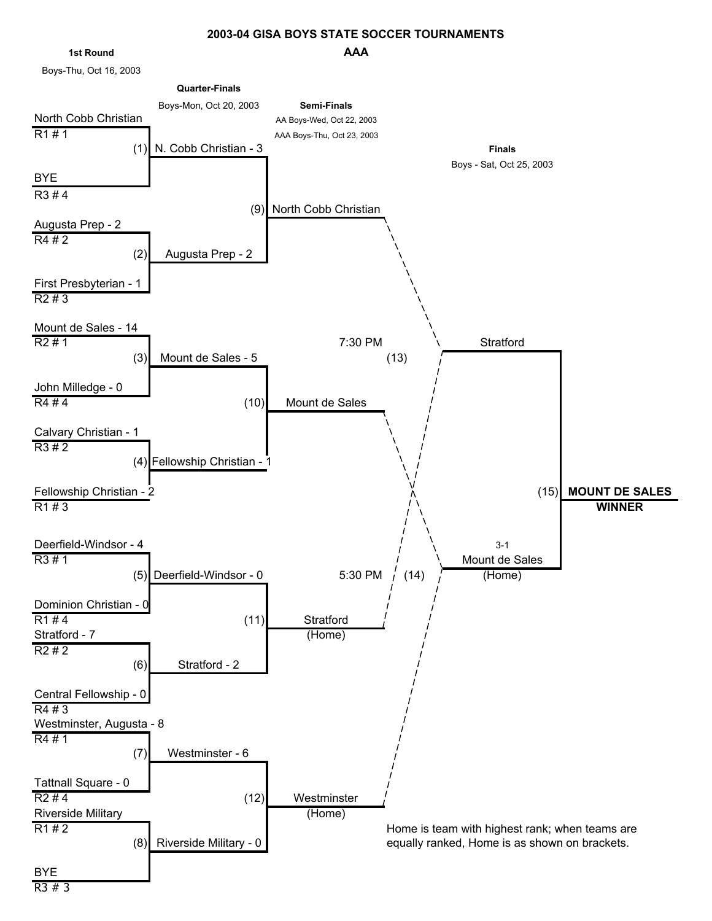# 2003-04 GISA BOYS STATE SOCCER TOURNAMENTS

## AAA

**1st Round** — Boys-Thu, Oct 16, 2003

**Quarter-Finals** — Boys-Mon, Oct 20, 2003

**Semi-Finals** — AA Boys-Wed, Oct 22, 2003; AAA Boys-Thu, Oct 23, 2003

**Finals** — Boys - Sat, Oct 25, 2003

### 1st Round

| Game | Team | Seed | Team | Seed | Winner |
|---|---|---|---|---|---|
| (1) | North Cobb Christian | R1 # 1 | BYE | R3 # 4 | N. Cobb Christian - 3 |
| (2) | Augusta Prep - 2 | R4 # 2 | First Presbyterian - 1 | R2 # 3 | Augusta Prep - 2 |
| (3) | Mount de Sales - 14 | R2 # 1 | John Milledge - 0 | R4 # 4 | Mount de Sales - 5 |
| (4) | Calvary Christian - 1 | R3 # 2 | Fellowship Christian - 2 | R1 # 3 | Fellowship Christian - 1 |
| (5) | Deerfield-Windsor - 4 | R3 # 1 | Dominion Christian - 0 | R1 # 4 | Deerfield-Windsor - 0 |
| (6) | Stratford - 7 | R2 # 2 | Central Fellowship - 0 | R4 # 3 | Stratford - 2 |
| (7) | Westminster, Augusta - 8 | R4 # 1 | Tattnall Square - 0 | R2 # 4 | Westminster - 6 |
| (8) | Riverside Military | R1 # 2 | BYE | R3 # 3 | Riverside Military - 0 |

### Quarter-Finals

| Game | Winner |
|---|---|
| (9) | North Cobb Christian |
| (10) | Mount de Sales |
| (11) | Stratford (Home) |
| (12) | Westminster (Home) |

### Semi-Finals

| Game | Time | Matchup | Winner |
|---|---|---|---|
| (13) | 7:30 PM | North Cobb Christian vs. Stratford (Home) | Stratford |
| (14) | 5:30 PM | Mount de Sales vs. Westminster (Home) | Mount de Sales (Home) |

### Finals

| Game | Matchup | Score | Winner |
|---|---|---|---|
| (15) | Stratford vs. Mount de Sales (Home) | 3-1 | **MOUNT DE SALES WINNER** |

Home is team with highest rank; when teams are equally ranked, Home is as shown on brackets.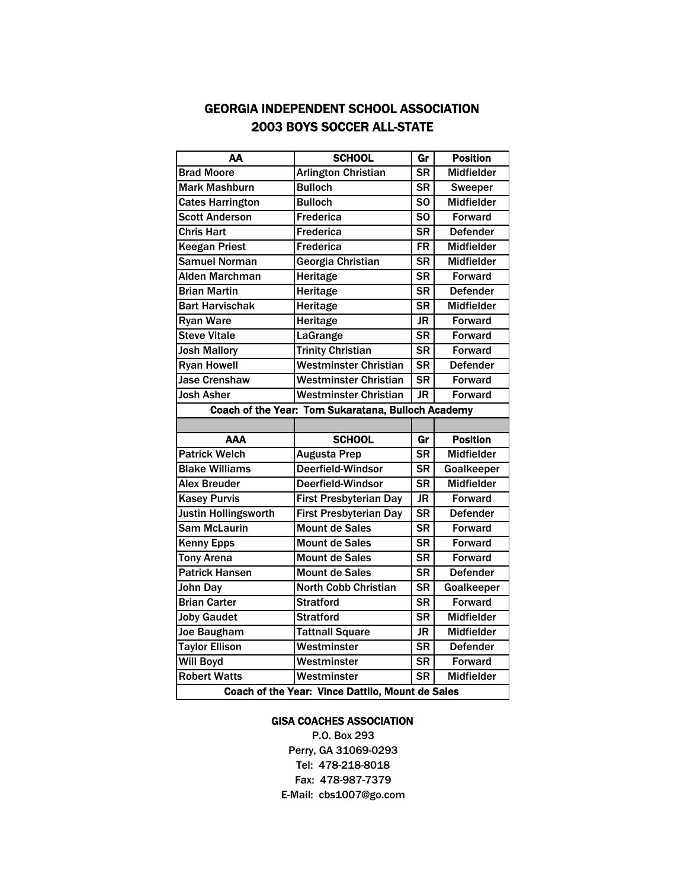# GEORGIA INDEPENDENT SCHOOL ASSOCIATION
## 2003 BOYS SOCCER ALL-STATE

| AA | SCHOOL | Gr | Position |
|---|---|---|---|
| Brad Moore | Arlington Christian | SR | Midfielder |
| Mark Mashburn | Bulloch | SR | Sweeper |
| Cates Harrington | Bulloch | SO | Midfielder |
| Scott Anderson | Frederica | SO | Forward |
| Chris Hart | Frederica | SR | Defender |
| Keegan Priest | Frederica | FR | Midfielder |
| Samuel Norman | Georgia Christian | SR | Midfielder |
| Alden Marchman | Heritage | SR | Forward |
| Brian Martin | Heritage | SR | Defender |
| Bart Harvischak | Heritage | SR | Midfielder |
| Ryan Ware | Heritage | JR | Forward |
| Steve Vitale | LaGrange | SR | Forward |
| Josh Mallory | Trinity Christian | SR | Forward |
| Ryan Howell | Westminster Christian | SR | Defender |
| Jase Crenshaw | Westminster Christian | SR | Forward |
| Josh Asher | Westminster Christian | JR | Forward |
| Coach of the Year: Tom Sukaratana, Bulloch Academy | | | |
| | | | |
| **AAA** | **SCHOOL** | **Gr** | **Position** |
| Patrick Welch | Augusta Prep | SR | Midfielder |
| Blake Williams | Deerfield-Windsor | SR | Goalkeeper |
| Alex Breuder | Deerfield-Windsor | SR | Midfielder |
| Kasey Purvis | First Presbyterian Day | JR | Forward |
| Justin Hollingsworth | First Presbyterian Day | SR | Defender |
| Sam McLaurin | Mount de Sales | SR | Forward |
| Kenny Epps | Mount de Sales | SR | Forward |
| Tony Arena | Mount de Sales | SR | Forward |
| Patrick Hansen | Mount de Sales | SR | Defender |
| John Day | North Cobb Christian | SR | Goalkeeper |
| Brian Carter | Stratford | SR | Forward |
| Joby Gaudet | Stratford | SR | Midfielder |
| Joe Baugham | Tattnall Square | JR | Midfielder |
| Taylor Ellison | Westminster | SR | Defender |
| Will Boyd | Westminster | SR | Forward |
| Robert Watts | Westminster | SR | Midfielder |
| Coach of the Year: Vince Dattilo, Mount de Sales | | | |

**GISA COACHES ASSOCIATION**
P.O. Box 293
Perry, GA 31069-0293
Tel: 478-218-8018
Fax: 478-987-7379
E-Mail: cbs1007@go.com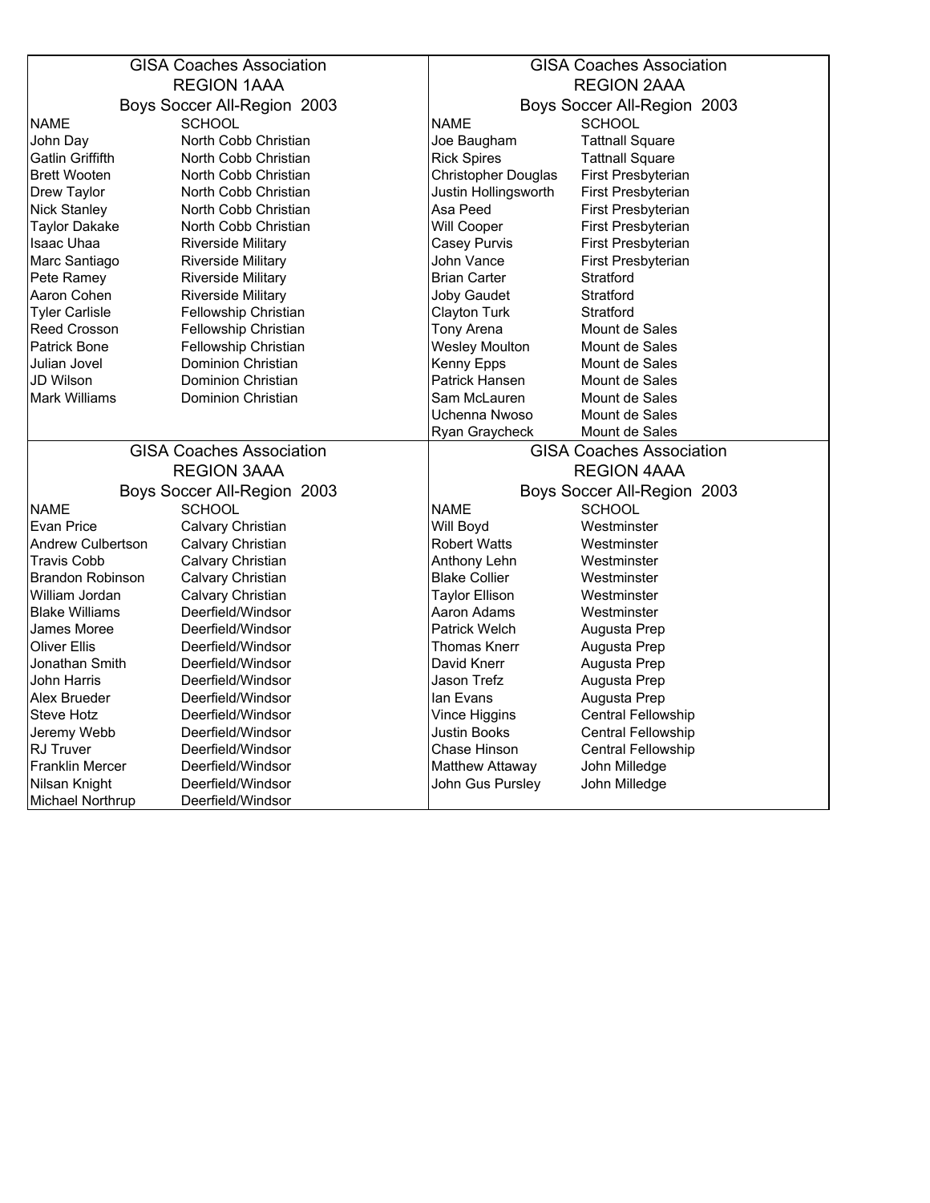## GISA Coaches Association

### REGION 1AAA

### Boys Soccer All-Region 2003

| NAME | SCHOOL |
|---|---|
| John Day | North Cobb Christian |
| Gatlin Griffith | North Cobb Christian |
| Brett Wooten | North Cobb Christian |
| Drew Taylor | North Cobb Christian |
| Nick Stanley | North Cobb Christian |
| Taylor Dakake | North Cobb Christian |
| Isaac Uhaa | Riverside Military |
| Marc Santiago | Riverside Military |
| Pete Ramey | Riverside Military |
| Aaron Cohen | Riverside Military |
| Tyler Carlisle | Fellowship Christian |
| Reed Crosson | Fellowship Christian |
| Patrick Bone | Fellowship Christian |
| Julian Jovel | Dominion Christian |
| JD Wilson | Dominion Christian |
| Mark Williams | Dominion Christian |

## GISA Coaches Association

### REGION 2AAA

### Boys Soccer All-Region 2003

| NAME | SCHOOL |
|---|---|
| Joe Baugham | Tattnall Square |
| Rick Spires | Tattnall Square |
| Christopher Douglas | First Presbyterian |
| Justin Hollingsworth | First Presbyterian |
| Asa Peed | First Presbyterian |
| Will Cooper | First Presbyterian |
| Casey Purvis | First Presbyterian |
| John Vance | First Presbyterian |
| Brian Carter | Stratford |
| Joby Gaudet | Stratford |
| Clayton Turk | Stratford |
| Tony Arena | Mount de Sales |
| Wesley Moulton | Mount de Sales |
| Kenny Epps | Mount de Sales |
| Patrick Hansen | Mount de Sales |
| Sam McLauren | Mount de Sales |
| Uchenna Nwoso | Mount de Sales |
| Ryan Graycheck | Mount de Sales |

## GISA Coaches Association

### REGION 3AAA

### Boys Soccer All-Region 2003

| NAME | SCHOOL |
|---|---|
| Evan Price | Calvary Christian |
| Andrew Culbertson | Calvary Christian |
| Travis Cobb | Calvary Christian |
| Brandon Robinson | Calvary Christian |
| William Jordan | Calvary Christian |
| Blake Williams | Deerfield/Windsor |
| James Moree | Deerfield/Windsor |
| Oliver Ellis | Deerfield/Windsor |
| Jonathan Smith | Deerfield/Windsor |
| John Harris | Deerfield/Windsor |
| Alex Brueder | Deerfield/Windsor |
| Steve Hotz | Deerfield/Windsor |
| Jeremy Webb | Deerfield/Windsor |
| RJ Truver | Deerfield/Windsor |
| Franklin Mercer | Deerfield/Windsor |
| Nilsan Knight | Deerfield/Windsor |
| Michael Northrup | Deerfield/Windsor |

## GISA Coaches Association

### REGION 4AAA

### Boys Soccer All-Region 2003

| NAME | SCHOOL |
|---|---|
| Will Boyd | Westminster |
| Robert Watts | Westminster |
| Anthony Lehn | Westminster |
| Blake Collier | Westminster |
| Taylor Ellison | Westminster |
| Aaron Adams | Westminster |
| Patrick Welch | Augusta Prep |
| Thomas Knerr | Augusta Prep |
| David Knerr | Augusta Prep |
| Jason Trefz | Augusta Prep |
| Ian Evans | Augusta Prep |
| Vince Higgins | Central Fellowship |
| Justin Books | Central Fellowship |
| Chase Hinson | Central Fellowship |
| Matthew Attaway | John Milledge |
| John Gus Pursley | John Milledge |